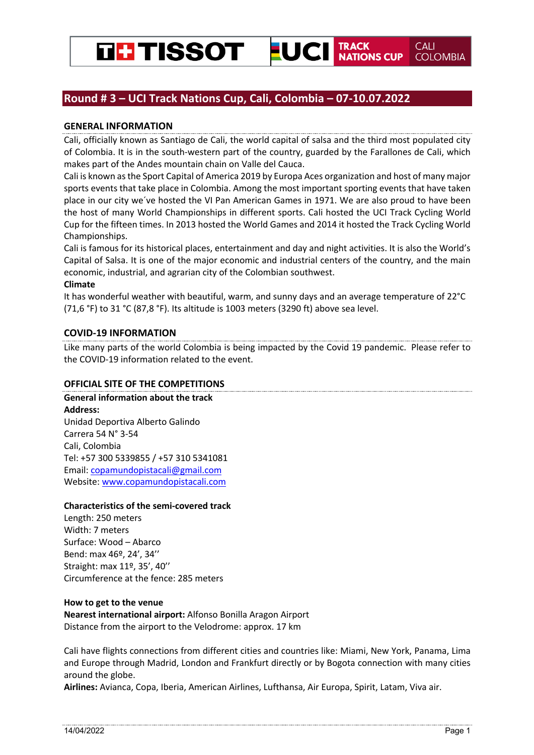# Round # 3 – UCI Track Nations Cup, Cali, Colombia – 07-10.07.2022

## GENERAL INFORMATION

Cali, officially known as Santiago de Cali, the world capital of salsa and the third most populated city of Colombia. It is in the south-western part of the country, guarded by the Farallones de Cali, which makes part of the Andes mountain chain on Valle del Cauca.

Cali is known as the Sport Capital of America 2019 by Europa Aces organization and host of many major sports events that take place in Colombia. Among the most important sporting events that have taken place in our city we´ve hosted the VI Pan American Games in 1971. We are also proud to have been the host of many World Championships in different sports. Cali hosted the UCI Track Cycling World Cup for the fifteen times. In 2013 hosted the World Games and 2014 it hosted the Track Cycling World Championships.

Cali is famous for its historical places, entertainment and day and night activities. It is also the World's Capital of Salsa. It is one of the major economic and industrial centers of the country, and the main economic, industrial, and agrarian city of the Colombian southwest.

**Climate**

It has wonderful weather with beautiful, warm, and sunny days and an average temperature of 22°C (71,6 °F) to 31 °C (87,8 °F). Its altitude is 1003 meters (3290 ft) above sea level.

## COVID-19 INFORMATION

Like many parts of the world Colombia is being impacted by the Covid 19 pandemic. Please refer to the COVID-19 information related to the event.

## OFFICIAL SITE OF THE COMPETITIONS

**General information about the track**

**Address:**

Unidad Deportiva Alberto Galindo
Carrera 54 N° 3-54
Cali, Colombia
Tel: +57 300 5339855 / +57 310 5341081
Email: copamundopistacali@gmail.com
Website: www.copamundopistacali.com

**Characteristics of the semi-covered track**

Length: 250 meters
Width: 7 meters
Surface: Wood – Abarco
Bend: max 46º, 24', 34''
Straight: max 11º, 35', 40''
Circumference at the fence: 285 meters

**How to get to the venue**

**Nearest international airport:** Alfonso Bonilla Aragon Airport
Distance from the airport to the Velodrome: approx. 17 km

Cali have flights connections from different cities and countries like: Miami, New York, Panama, Lima and Europe through Madrid, London and Frankfurt directly or by Bogota connection with many cities around the globe.

**Airlines:** Avianca, Copa, Iberia, American Airlines, Lufthansa, Air Europa, Spirit, Latam, Viva air.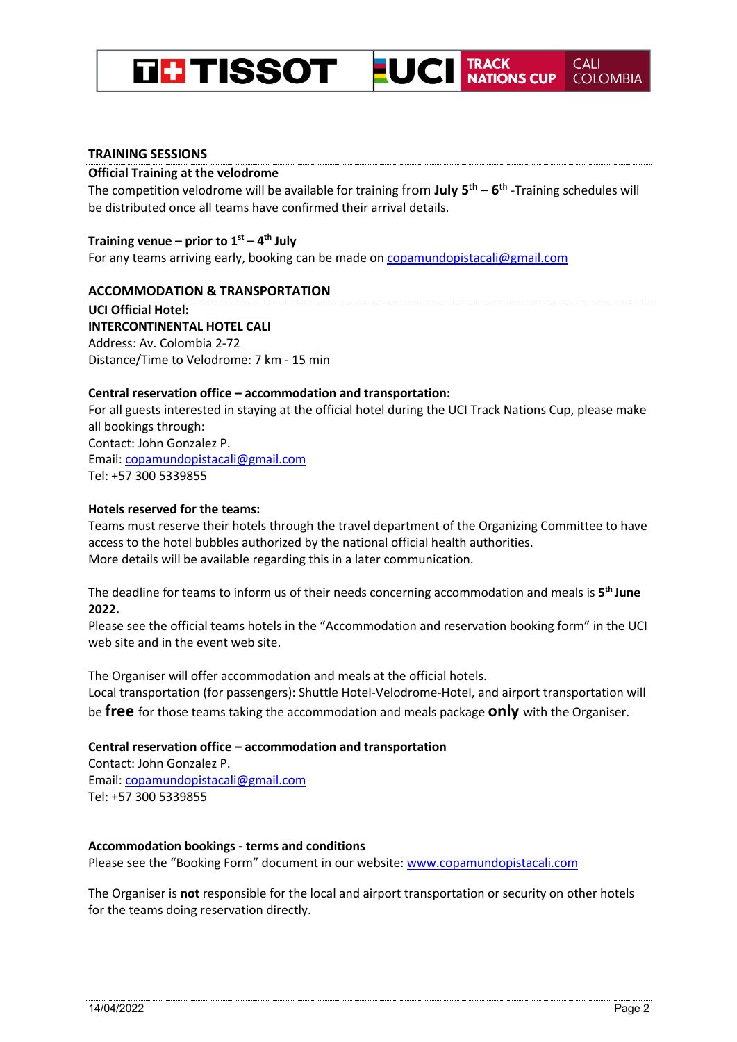## TRAINING SESSIONS

**Official Training at the velodrome**

The competition velodrome will be available for training from **July 5th – 6th** -Training schedules will be distributed once all teams have confirmed their arrival details.

**Training venue – prior to 1st – 4th July**

For any teams arriving early, booking can be made on copamundopistacali@gmail.com

## ACCOMMODATION & TRANSPORTATION

**UCI Official Hotel:**
**INTERCONTINENTAL HOTEL CALI**
Address: Av. Colombia 2-72
Distance/Time to Velodrome: 7 km - 15 min

**Central reservation office – accommodation and transportation:**

For all guests interested in staying at the official hotel during the UCI Track Nations Cup, please make all bookings through:
Contact: John Gonzalez P.
Email: copamundopistacali@gmail.com
Tel: +57 300 5339855

**Hotels reserved for the teams:**

Teams must reserve their hotels through the travel department of the Organizing Committee to have access to the hotel bubbles authorized by the national official health authorities.
More details will be available regarding this in a later communication.

The deadline for teams to inform us of their needs concerning accommodation and meals is **5th June 2022.**
Please see the official teams hotels in the "Accommodation and reservation booking form" in the UCI web site and in the event web site.

The Organiser will offer accommodation and meals at the official hotels.
Local transportation (for passengers): Shuttle Hotel-Velodrome-Hotel, and airport transportation will be **free** for those teams taking the accommodation and meals package **only** with the Organiser.

**Central reservation office – accommodation and transportation**

Contact: John Gonzalez P.
Email: copamundopistacali@gmail.com
Tel: +57 300 5339855

**Accommodation bookings - terms and conditions**

Please see the "Booking Form" document in our website: www.copamundopistacali.com

The Organiser is **not** responsible for the local and airport transportation or security on other hotels for the teams doing reservation directly.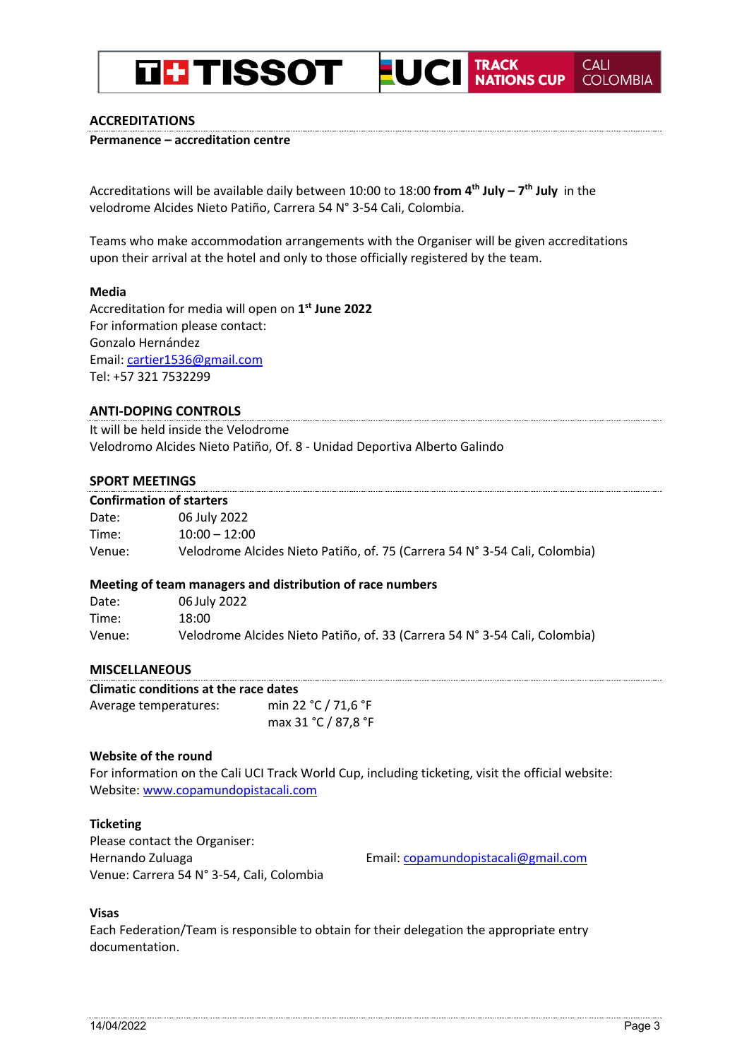## ACCREDITATIONS

**Permanence – accreditation centre**

Accreditations will be available daily between 10:00 to 18:00 **from 4th July – 7th July** in the velodrome Alcides Nieto Patiño, Carrera 54 N° 3-54 Cali, Colombia.

Teams who make accommodation arrangements with the Organiser will be given accreditations upon their arrival at the hotel and only to those officially registered by the team.

**Media**

Accreditation for media will open on **1st June 2022**
For information please contact:
Gonzalo Hernández
Email: cartier1536@gmail.com
Tel: +57 321 7532299

## ANTI-DOPING CONTROLS

It will be held inside the Velodrome
Velodromo Alcides Nieto Patiño, Of. 8 - Unidad Deportiva Alberto Galindo

## SPORT MEETINGS

**Confirmation of starters**

Date: 06 July 2022
Time: 10:00 – 12:00
Venue: Velodrome Alcides Nieto Patiño, of. 75 (Carrera 54 N° 3-54 Cali, Colombia)

**Meeting of team managers and distribution of race numbers**

Date: 06 July 2022
Time: 18:00
Venue: Velodrome Alcides Nieto Patiño, of. 33 (Carrera 54 N° 3-54 Cali, Colombia)

## MISCELLANEOUS

**Climatic conditions at the race dates**

Average temperatures: min 22 °C / 71,6 °F
max 31 °C / 87,8 °F

**Website of the round**

For information on the Cali UCI Track World Cup, including ticketing, visit the official website:
Website: www.copamundopistacali.com

**Ticketing**

Please contact the Organiser:
Hernando Zuluaga
Email: copamundopistacali@gmail.com
Venue: Carrera 54 N° 3-54, Cali, Colombia

**Visas**

Each Federation/Team is responsible to obtain for their delegation the appropriate entry documentation.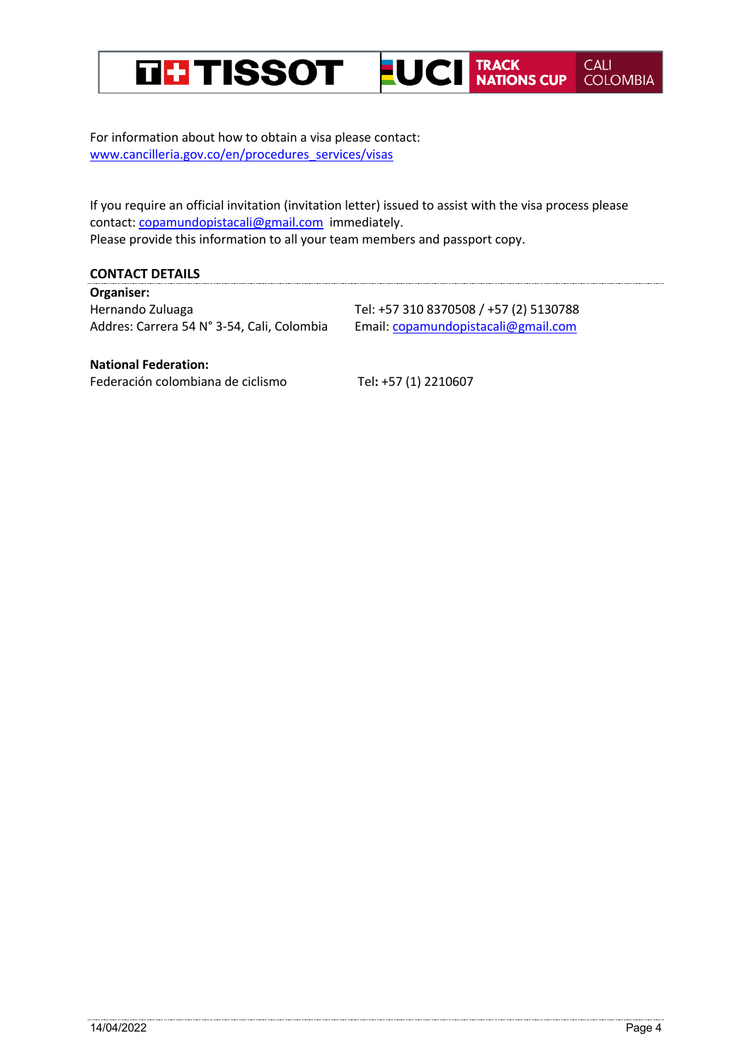For information about how to obtain a visa please contact:
www.cancilleria.gov.co/en/procedures_services/visas

If you require an official invitation (invitation letter) issued to assist with the visa process please contact: copamundopistacali@gmail.com immediately.
Please provide this information to all your team members and passport copy.

## CONTACT DETAILS

**Organiser:**

Hernando Zuluaga
Addres: Carrera 54 N° 3-54, Cali, Colombia

Tel: +57 310 8370508 / +57 (2) 5130788
Email: copamundopistacali@gmail.com

**National Federation:**

Federación colombiana de ciclismo

Tel: +57 (1) 2210607